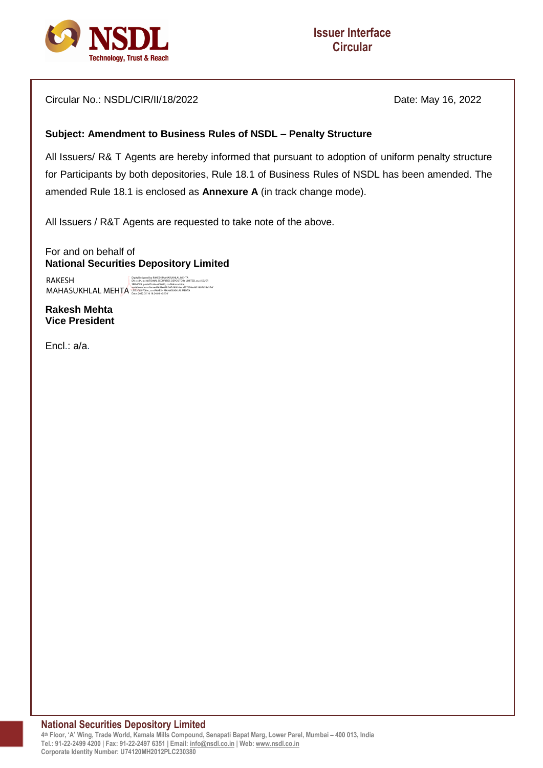# Issuer Interface Circular

Circular No.: NSDL/CIR/II/18/2022

Date: May 16, 2022

**Subject: Amendment to Business Rules of NSDL – Penalty Structure**

All Issuers/ R& T Agents are hereby informed that pursuant to adoption of uniform penalty structure for Participants by both depositories, Rule 18.1 of Business Rules of NSDL has been amended. The amended Rule 18.1 is enclosed as **Annexure A** (in track change mode).

All Issuers / R&T Agents are requested to take note of the above.

For and on behalf of
**National Securities Depository Limited**

RAKESH MAHASUKHLAL MEHTA

**Rakesh Mehta**
**Vice President**

Encl.: a/a.

**National Securities Depository Limited**
4th Floor, 'A' Wing, Trade World, Kamala Mills Compound, Senapati Bapat Marg, Lower Parel, Mumbai – 400 013, India
Tel.: 91-22-2499 4200 | Fax: 91-22-2497 6351 | Email: info@nsdl.co.in | Web: www.nsdl.co.in
Corporate Identity Number: U74120MH2012PLC230380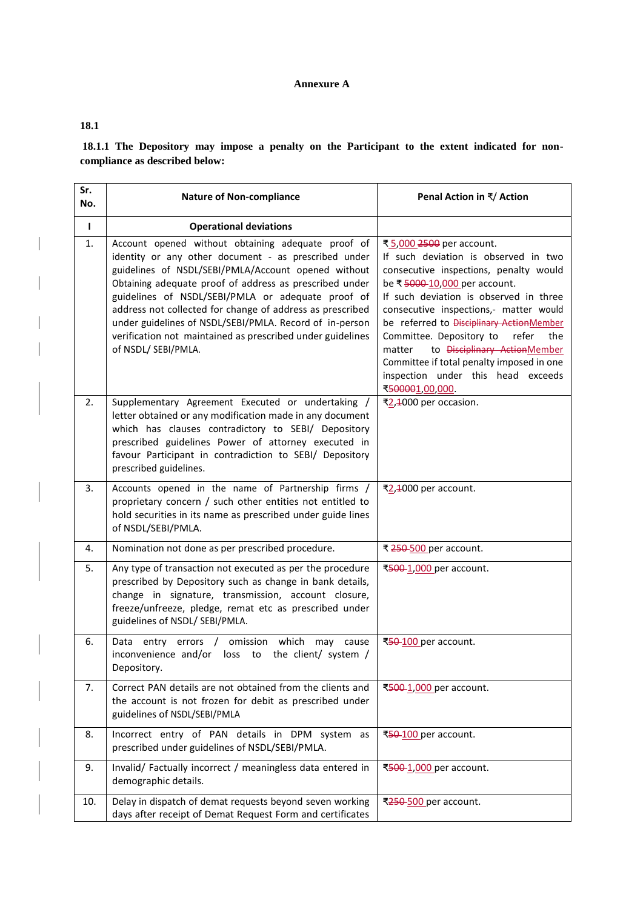**Annexure A**

**18.1**

**18.1.1 The Depository may impose a penalty on the Participant to the extent indicated for non-compliance as described below:**

| Sr. No. | Nature of Non-compliance | Penal Action in ₹/ Action |
|---|---|---|
| **I** | **Operational deviations** | |
| 1. | Account opened without obtaining adequate proof of identity or any other document - as prescribed under guidelines of NSDL/SEBI/PMLA/Account opened without Obtaining adequate proof of address as prescribed under guidelines of NSDL/SEBI/PMLA or adequate proof of address not collected for change of address as prescribed under guidelines of NSDL/SEBI/PMLA. Record of in-person verification not maintained as prescribed under guidelines of NSDL/ SEBI/PMLA. | ₹ 5,000 ~~2500~~ per account. If such deviation is observed in two consecutive inspections, penalty would be ₹ ~~5000~~ 10,000 per account. If such deviation is observed in three consecutive inspections, matter would be referred to ~~Disciplinary Action~~Member Committee. Depository to refer the matter to ~~Disciplinary Action~~Member Committee if total penalty imposed in one inspection under this head exceeds ₹~~50000~~1,00,000. |
| 2. | Supplementary Agreement Executed or undertaking / letter obtained or any modification made in any document which has clauses contradictory to SEBI/ Depository prescribed guidelines Power of attorney executed in favour Participant in contradiction to SEBI/ Depository prescribed guidelines. | ₹2,~~1~~000 per occasion. |
| 3. | Accounts opened in the name of Partnership firms / proprietary concern / such other entities not entitled to hold securities in its name as prescribed under guide lines of NSDL/SEBI/PMLA. | ₹2,~~1~~000 per account. |
| 4. | Nomination not done as per prescribed procedure. | ₹ ~~250~~ 500 per account. |
| 5. | Any type of transaction not executed as per the procedure prescribed by Depository such as change in bank details, change in signature, transmission, account closure, freeze/unfreeze, pledge, remat etc as prescribed under guidelines of NSDL/ SEBI/PMLA. | ₹~~500~~ 1,000 per account. |
| 6. | Data entry errors / omission which may cause inconvenience and/or loss to the client/ system / Depository. | ₹~~50~~ 100 per account. |
| 7. | Correct PAN details are not obtained from the clients and the account is not frozen for debit as prescribed under guidelines of NSDL/SEBI/PMLA | ₹~~500~~ 1,000 per account. |
| 8. | Incorrect entry of PAN details in DPM system as prescribed under guidelines of NSDL/SEBI/PMLA. | ₹~~50~~ 100 per account. |
| 9. | Invalid/ Factually incorrect / meaningless data entered in demographic details. | ₹~~500~~ 1,000 per account. |
| 10. | Delay in dispatch of demat requests beyond seven working days after receipt of Demat Request Form and certificates | ₹~~250~~ 500 per account. |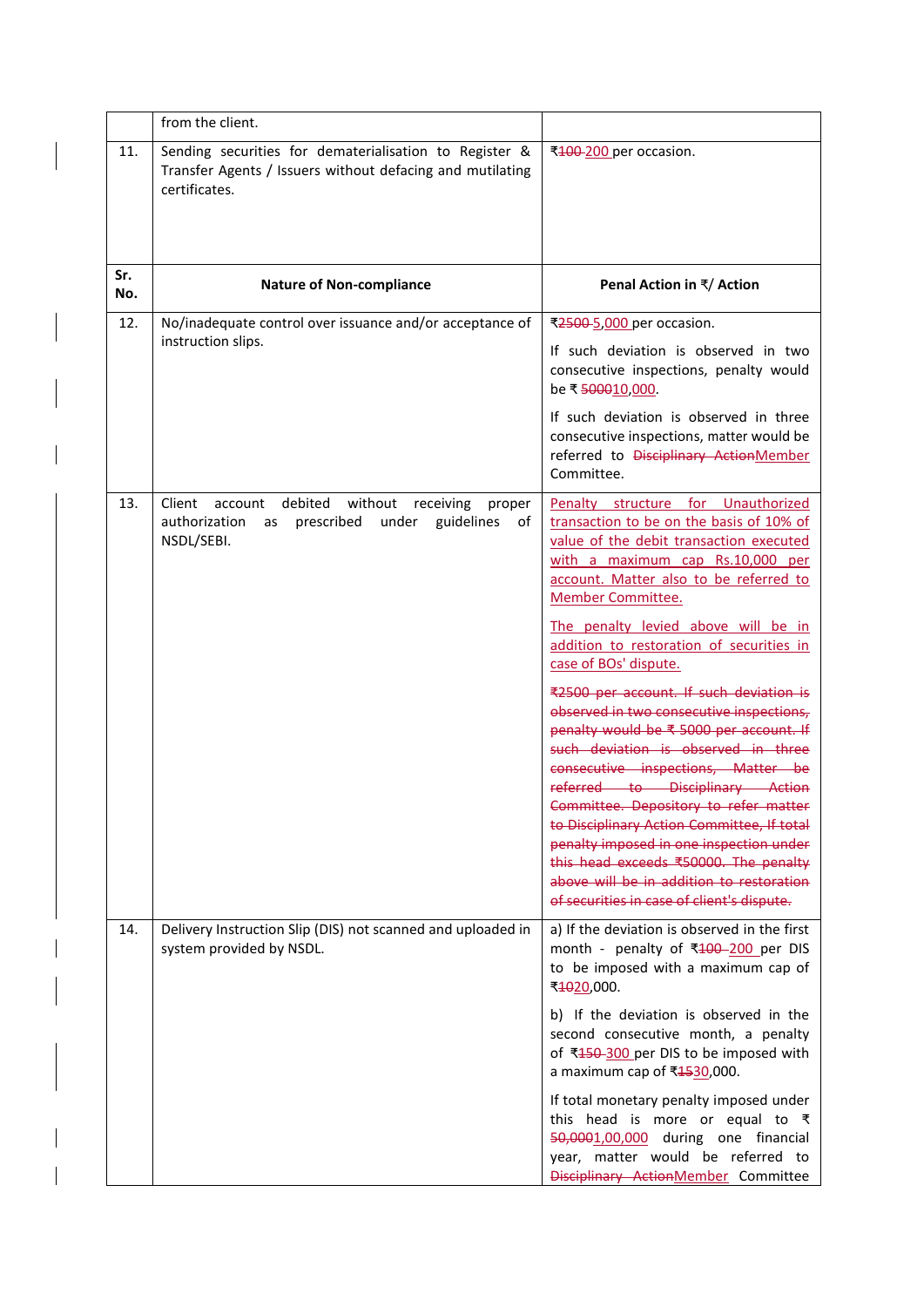| Sr. No. | Nature of Non-compliance | Penal Action in ₹/ Action |
|---|---|---|
| | from the client. | |
| 11. | Sending securities for dematerialisation to Register & Transfer Agents / Issuers without defacing and mutilating certificates. | ₹~~100~~ 200 per occasion. |
| 12. | No/inadequate control over issuance and/or acceptance of instruction slips. | ₹~~2500~~ 5,000 per occasion.<br><br>If such deviation is observed in two consecutive inspections, penalty would be ₹ ~~5000~~10,000.<br><br>If such deviation is observed in three consecutive inspections, matter would be referred to ~~Disciplinary Action~~Member Committee. |
| 13. | Client account debited without receiving proper authorization as prescribed under guidelines of NSDL/SEBI. | Penalty structure for Unauthorized transaction to be on the basis of 10% of value of the debit transaction executed with a maximum cap Rs.10,000 per account. Matter also to be referred to Member Committee.<br><br>The penalty levied above will be in addition to restoration of securities in case of BOs' dispute.<br><br>~~₹2500 per account. If such deviation is observed in two consecutive inspections, penalty would be ₹ 5000 per account. If such deviation is observed in three consecutive inspections, Matter be referred to Disciplinary Action Committee. Depository to refer matter to Disciplinary Action Committee, If total penalty imposed in one inspection under this head exceeds ₹50000. The penalty above will be in addition to restoration of securities in case of client's dispute.~~ |
| 14. | Delivery Instruction Slip (DIS) not scanned and uploaded in system provided by NSDL. | a) If the deviation is observed in the first month - penalty of ₹~~100~~ 200 per DIS to be imposed with a maximum cap of ₹~~10~~20,000.<br><br>b) If the deviation is observed in the second consecutive month, a penalty of ₹~~150~~ 300 per DIS to be imposed with a maximum cap of ₹~~15~~30,000.<br><br>If total monetary penalty imposed under this head is more or equal to ₹ ~~50,000~~1,00,000 during one financial year, matter would be referred to ~~Disciplinary Action~~Member Committee |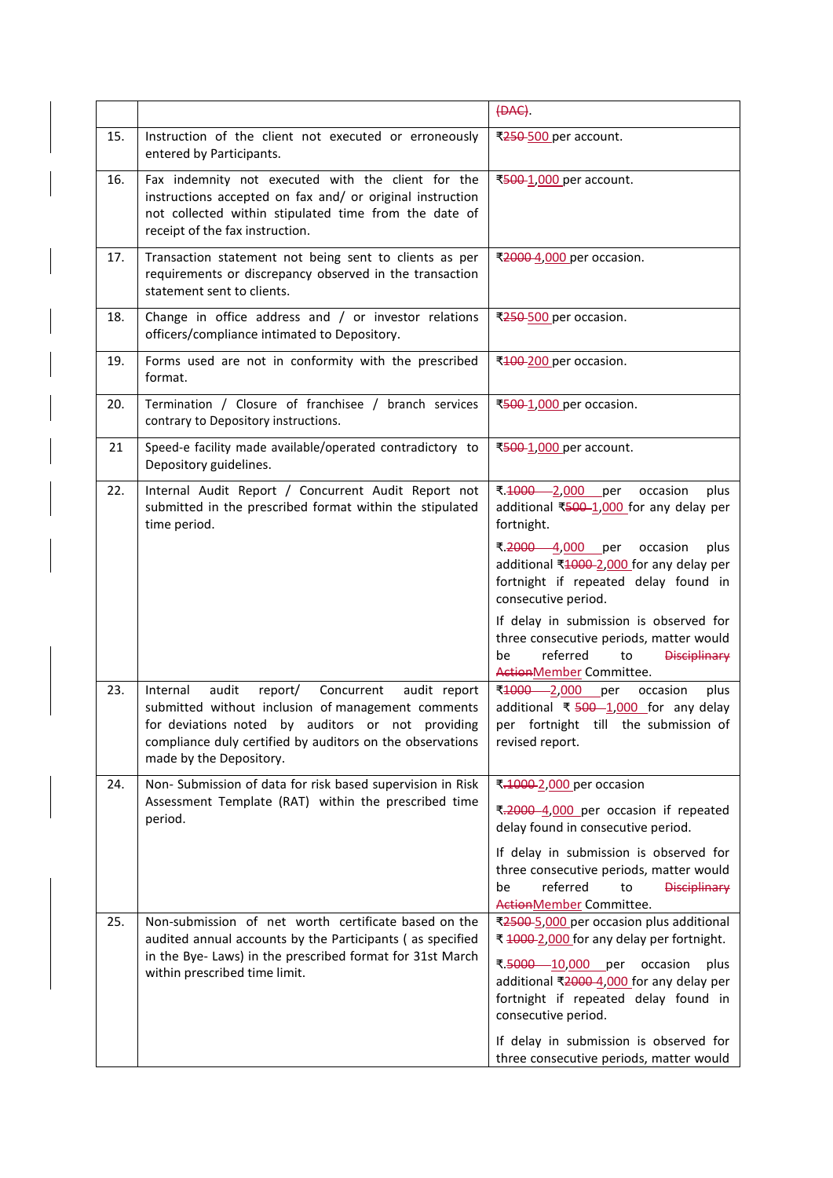| | | ~~(DAC)~~. |
|---|---|---|
| 15. | Instruction of the client not executed or erroneously entered by Participants. | ₹~~250~~ 500 per account. |
| 16. | Fax indemnity not executed with the client for the instructions accepted on fax and/ or original instruction not collected within stipulated time from the date of receipt of the fax instruction. | ₹~~500~~ 1,000 per account. |
| 17. | Transaction statement not being sent to clients as per requirements or discrepancy observed in the transaction statement sent to clients. | ₹~~2000~~ 4,000 per occasion. |
| 18. | Change in office address and / or investor relations officers/compliance intimated to Depository. | ₹~~250~~ 500 per occasion. |
| 19. | Forms used are not in conformity with the prescribed format. | ₹~~100~~ 200 per occasion. |
| 20. | Termination / Closure of franchisee / branch services contrary to Depository instructions. | ₹~~500~~ 1,000 per occasion. |
| 21 | Speed-e facility made available/operated contradictory to Depository guidelines. | ₹~~500~~ 1,000 per account. |
| 22. | Internal Audit Report / Concurrent Audit Report not submitted in the prescribed format within the stipulated time period. | ₹.~~1000~~ 2,000 per occasion plus additional ₹~~500~~ 1,000 for any delay per fortnight.<br><br>₹.~~2000~~ 4,000 per occasion plus additional ₹~~1000~~ 2,000 for any delay per fortnight if repeated delay found in consecutive period.<br><br>If delay in submission is observed for three consecutive periods, matter would be referred to ~~Disciplinary Action~~ Member Committee. |
| 23. | Internal audit report/ Concurrent audit report submitted without inclusion of management comments for deviations noted by auditors or not providing compliance duly certified by auditors on the observations made by the Depository. | ₹~~1000~~ 2,000 per occasion plus additional ₹ ~~500~~ 1,000 for any delay per fortnight till the submission of revised report. |
| 24. | Non- Submission of data for risk based supervision in Risk Assessment Template (RAT) within the prescribed time period. | ₹.~~1000~~ 2,000 per occasion<br><br>₹.~~2000~~ 4,000 per occasion if repeated delay found in consecutive period.<br><br>If delay in submission is observed for three consecutive periods, matter would be referred to ~~Disciplinary Action~~ Member Committee. |
| 25. | Non-submission of net worth certificate based on the audited annual accounts by the Participants ( as specified in the Bye- Laws) in the prescribed format for 31st March within prescribed time limit. | ₹~~2500~~ 5,000 per occasion plus additional ₹ ~~1000~~ 2,000 for any delay per fortnight.<br><br>₹.~~5000~~ 10,000 per occasion plus additional ₹~~2000~~ 4,000 for any delay per fortnight if repeated delay found in consecutive period.<br><br>If delay in submission is observed for three consecutive periods, matter would |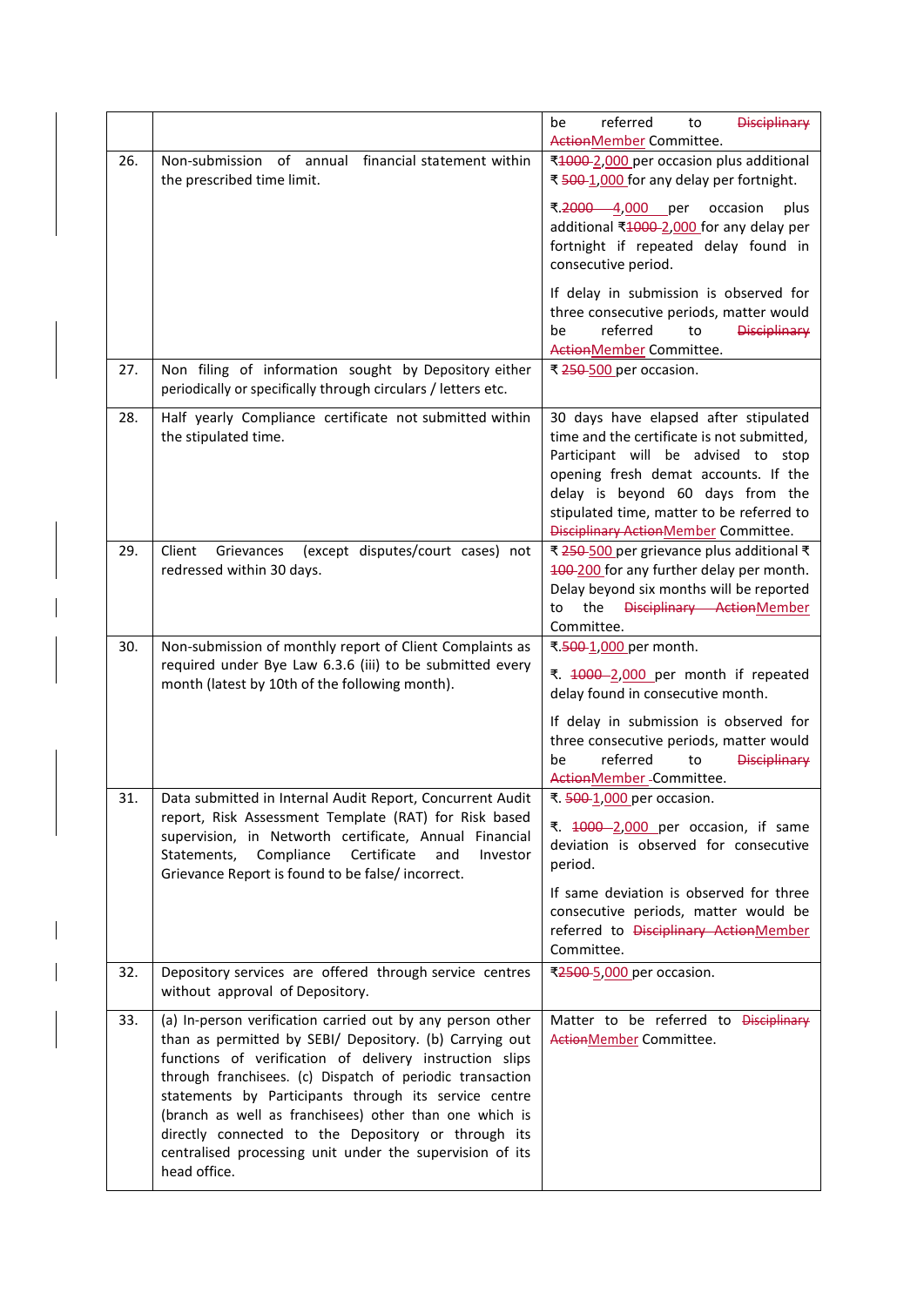| | | |
|---|---|---|
| | | be referred to ~~Disciplinary Action~~Member Committee. |
| 26. | Non-submission of annual financial statement within the prescribed time limit. | ₹~~1000~~ 2,000 per occasion plus additional ₹ ~~500~~ 1,000 for any delay per fortnight.<br><br>₹.~~2000~~ 4,000 per occasion plus additional ₹~~1000~~ 2,000 for any delay per fortnight if repeated delay found in consecutive period.<br><br>If delay in submission is observed for three consecutive periods, matter would be referred to ~~Disciplinary Action~~Member Committee. |
| 27. | Non filing of information sought by Depository either periodically or specifically through circulars / letters etc. | ₹ ~~250~~ 500 per occasion. |
| 28. | Half yearly Compliance certificate not submitted within the stipulated time. | 30 days have elapsed after stipulated time and the certificate is not submitted, Participant will be advised to stop opening fresh demat accounts. If the delay is beyond 60 days from the stipulated time, matter to be referred to ~~Disciplinary Action~~Member Committee. |
| 29. | Client Grievances (except disputes/court cases) not redressed within 30 days. | ₹ ~~250~~ 500 per grievance plus additional ₹ ~~100~~ 200 for any further delay per month. Delay beyond six months will be reported to the ~~Disciplinary Action~~Member Committee. |
| 30. | Non-submission of monthly report of Client Complaints as required under Bye Law 6.3.6 (iii) to be submitted every month (latest by 10th of the following month). | ₹.~~500~~ 1,000 per month.<br><br>₹. ~~1000~~ 2,000 per month if repeated delay found in consecutive month.<br><br>If delay in submission is observed for three consecutive periods, matter would be referred to ~~Disciplinary Action~~Member Committee. |
| 31. | Data submitted in Internal Audit Report, Concurrent Audit report, Risk Assessment Template (RAT) for Risk based supervision, in Networth certificate, Annual Financial Statements, Compliance Certificate and Investor Grievance Report is found to be false/ incorrect. | ₹. ~~500~~ 1,000 per occasion.<br><br>₹. ~~1000~~ 2,000 per occasion, if same deviation is observed for consecutive period.<br><br>If same deviation is observed for three consecutive periods, matter would be referred to ~~Disciplinary Action~~Member Committee. |
| 32. | Depository services are offered through service centres without approval of Depository. | ₹~~2500~~ 5,000 per occasion. |
| 33. | (a) In-person verification carried out by any person other than as permitted by SEBI/ Depository. (b) Carrying out functions of verification of delivery instruction slips through franchisees. (c) Dispatch of periodic transaction statements by Participants through its service centre (branch as well as franchisees) other than one which is directly connected to the Depository or through its centralised processing unit under the supervision of its head office. | Matter to be referred to ~~Disciplinary Action~~Member Committee. |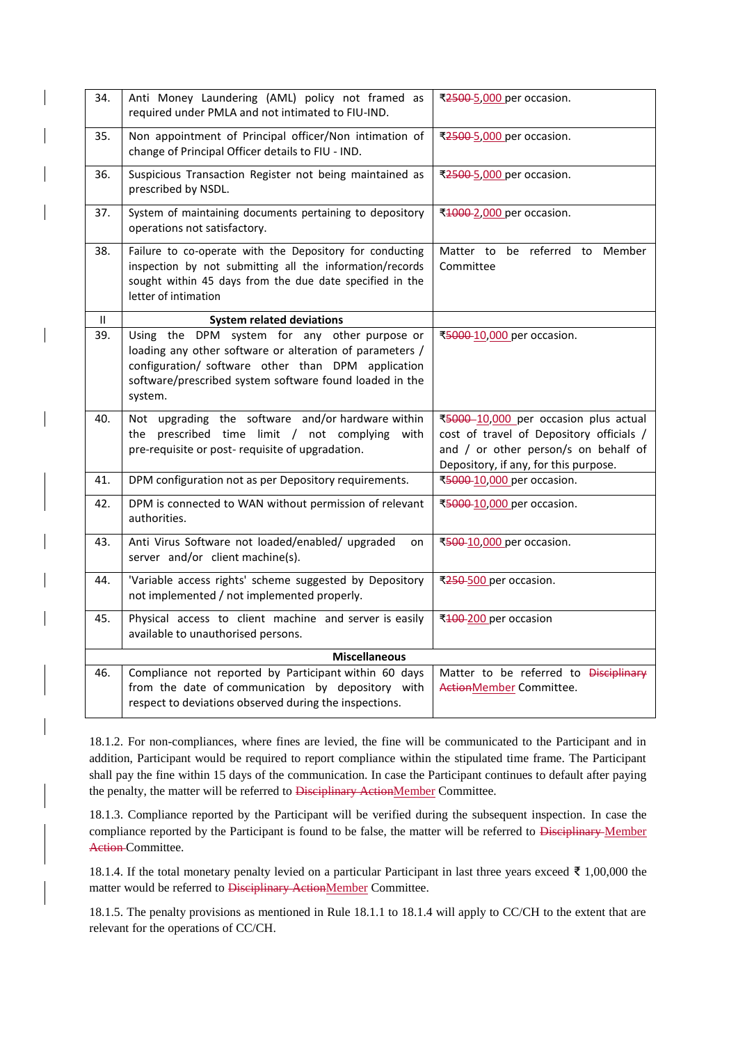| | | |
|---|---|---|
| 34. | Anti Money Laundering (AML) policy not framed as required under PMLA and not intimated to FIU-IND. | ₹~~2500~~ 5,000 per occasion. |
| 35. | Non appointment of Principal officer/Non intimation of change of Principal Officer details to FIU - IND. | ₹~~2500~~ 5,000 per occasion. |
| 36. | Suspicious Transaction Register not being maintained as prescribed by NSDL. | ₹~~2500~~ 5,000 per occasion. |
| 37. | System of maintaining documents pertaining to depository operations not satisfactory. | ₹~~1000~~ 2,000 per occasion. |
| 38. | Failure to co-operate with the Depository for conducting inspection by not submitting all the information/records sought within 45 days from the due date specified in the letter of intimation | Matter to be referred to Member Committee |
| II | **System related deviations** | |
| 39. | Using the DPM system for any other purpose or loading any other software or alteration of parameters / configuration/ software other than DPM application software/prescribed system software found loaded in the system. | ₹~~5000~~ 10,000 per occasion. |
| 40. | Not upgrading the software and/or hardware within the prescribed time limit / not complying with pre-requisite or post- requisite of upgradation. | ₹~~5000~~ 10,000 per occasion plus actual cost of travel of Depository officials / and / or other person/s on behalf of Depository, if any, for this purpose. |
| 41. | DPM configuration not as per Depository requirements. | ₹~~5000~~ 10,000 per occasion. |
| 42. | DPM is connected to WAN without permission of relevant authorities. | ₹~~5000~~ 10,000 per occasion. |
| 43. | Anti Virus Software not loaded/enabled/ upgraded on server and/or client machine(s). | ₹~~500~~ 10,000 per occasion. |
| 44. | 'Variable access rights' scheme suggested by Depository not implemented / not implemented properly. | ₹~~250~~ 500 per occasion. |
| 45. | Physical access to client machine and server is easily available to unauthorised persons. | ₹~~100~~ 200 per occasion |
| | **Miscellaneous** | |
| 46. | Compliance not reported by Participant within 60 days from the date of communication by depository with respect to deviations observed during the inspections. | Matter to be referred to ~~Disciplinary Action~~ Member Committee. |

18.1.2. For non-compliances, where fines are levied, the fine will be communicated to the Participant and in addition, Participant would be required to report compliance within the stipulated time frame. The Participant shall pay the fine within 15 days of the communication. In case the Participant continues to default after paying the penalty, the matter will be referred to ~~Disciplinary Action~~ Member Committee.

18.1.3. Compliance reported by the Participant will be verified during the subsequent inspection. In case the compliance reported by the Participant is found to be false, the matter will be referred to ~~Disciplinary~~ Member ~~Action~~ Committee.

18.1.4. If the total monetary penalty levied on a particular Participant in last three years exceed ₹ 1,00,000 the matter would be referred to ~~Disciplinary Action~~ Member Committee.

18.1.5. The penalty provisions as mentioned in Rule 18.1.1 to 18.1.4 will apply to CC/CH to the extent that are relevant for the operations of CC/CH.